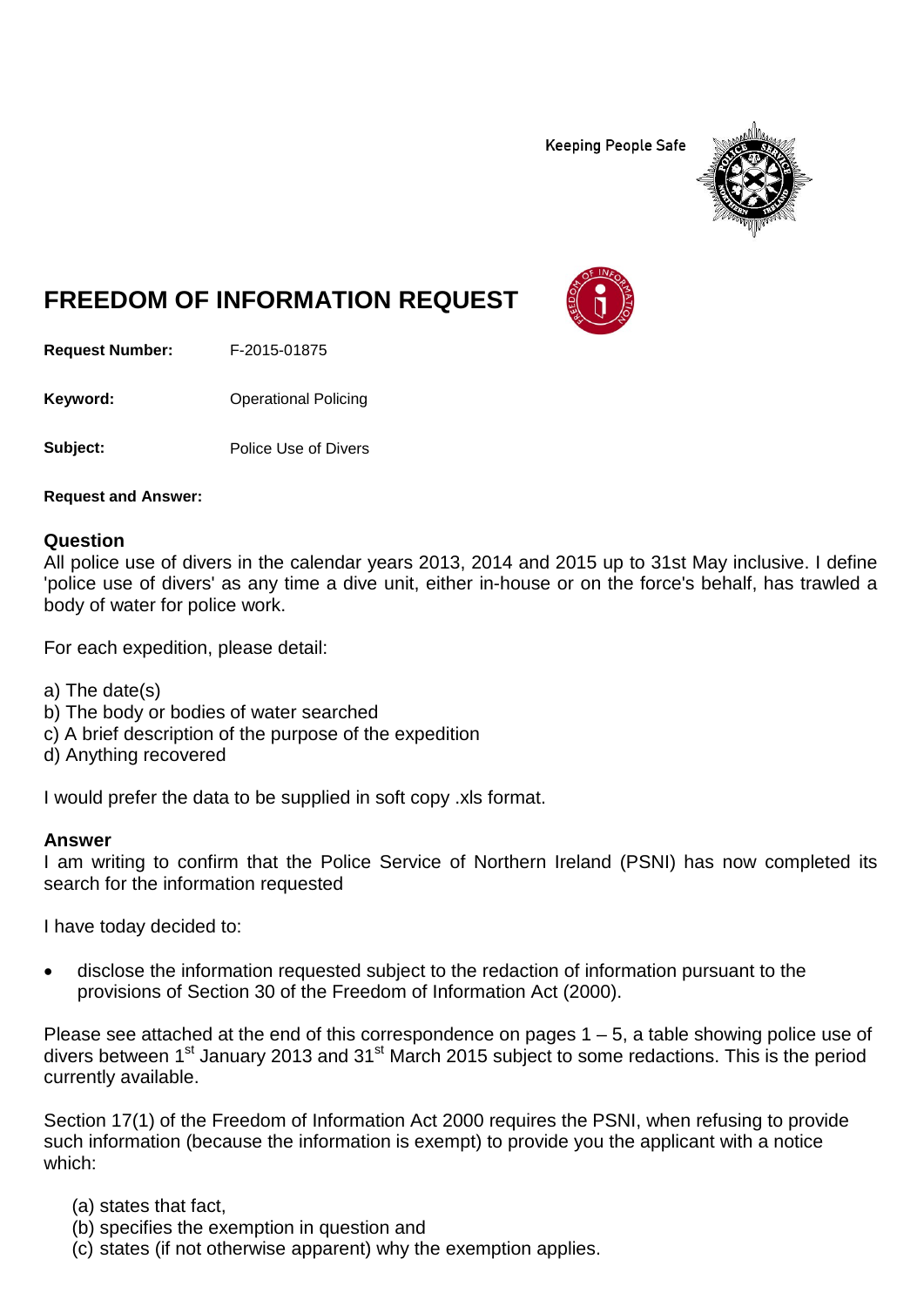Keeping People Safe

# FREEDOM OF INFORMATION REQUEST

**Request Number:** F-2015-01875

**Keyword:** Operational Policing

**Subject:** Police Use of Divers

**Request and Answer:**

## Question

All police use of divers in the calendar years 2013, 2014 and 2015 up to 31st May inclusive. I define 'police use of divers' as any time a dive unit, either in-house or on the force's behalf, has trawled a body of water for police work.

For each expedition, please detail:

a) The date(s)
b) The body or bodies of water searched
c) A brief description of the purpose of the expedition
d) Anything recovered

I would prefer the data to be supplied in soft copy .xls format.

## Answer

I am writing to confirm that the Police Service of Northern Ireland (PSNI) has now completed its search for the information requested

I have today decided to:

- disclose the information requested subject to the redaction of information pursuant to the provisions of Section 30 of the Freedom of Information Act (2000).

Please see attached at the end of this correspondence on pages 1 – 5, a table showing police use of divers between 1st January 2013 and 31st March 2015 subject to some redactions. This is the period currently available.

Section 17(1) of the Freedom of Information Act 2000 requires the PSNI, when refusing to provide such information (because the information is exempt) to provide you the applicant with a notice which:

(a) states that fact,
(b) specifies the exemption in question and
(c) states (if not otherwise apparent) why the exemption applies.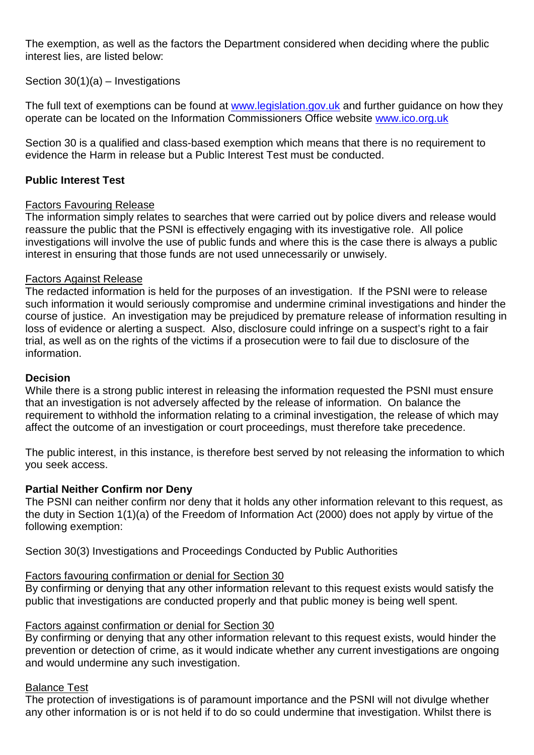The exemption, as well as the factors the Department considered when deciding where the public interest lies, are listed below:

Section 30(1)(a) – Investigations

The full text of exemptions can be found at [www.legislation.gov.uk](http://www.legislation.gov.uk) and further guidance on how they operate can be located on the Information Commissioners Office website [www.ico.org.uk](http://www.ico.org.uk)

Section 30 is a qualified and class-based exemption which means that there is no requirement to evidence the Harm in release but a Public Interest Test must be conducted.

**Public Interest Test**

Factors Favouring Release

The information simply relates to searches that were carried out by police divers and release would reassure the public that the PSNI is effectively engaging with its investigative role. All police investigations will involve the use of public funds and where this is the case there is always a public interest in ensuring that those funds are not used unnecessarily or unwisely.

Factors Against Release

The redacted information is held for the purposes of an investigation. If the PSNI were to release such information it would seriously compromise and undermine criminal investigations and hinder the course of justice. An investigation may be prejudiced by premature release of information resulting in loss of evidence or alerting a suspect. Also, disclosure could infringe on a suspect's right to a fair trial, as well as on the rights of the victims if a prosecution were to fail due to disclosure of the information.

**Decision**

While there is a strong public interest in releasing the information requested the PSNI must ensure that an investigation is not adversely affected by the release of information. On balance the requirement to withhold the information relating to a criminal investigation, the release of which may affect the outcome of an investigation or court proceedings, must therefore take precedence.

The public interest, in this instance, is therefore best served by not releasing the information to which you seek access.

**Partial Neither Confirm nor Deny**

The PSNI can neither confirm nor deny that it holds any other information relevant to this request, as the duty in Section 1(1)(a) of the Freedom of Information Act (2000) does not apply by virtue of the following exemption:

Section 30(3) Investigations and Proceedings Conducted by Public Authorities

Factors favouring confirmation or denial for Section 30

By confirming or denying that any other information relevant to this request exists would satisfy the public that investigations are conducted properly and that public money is being well spent.

Factors against confirmation or denial for Section 30

By confirming or denying that any other information relevant to this request exists, would hinder the prevention or detection of crime, as it would indicate whether any current investigations are ongoing and would undermine any such investigation.

Balance Test

The protection of investigations is of paramount importance and the PSNI will not divulge whether any other information is or is not held if to do so could undermine that investigation. Whilst there is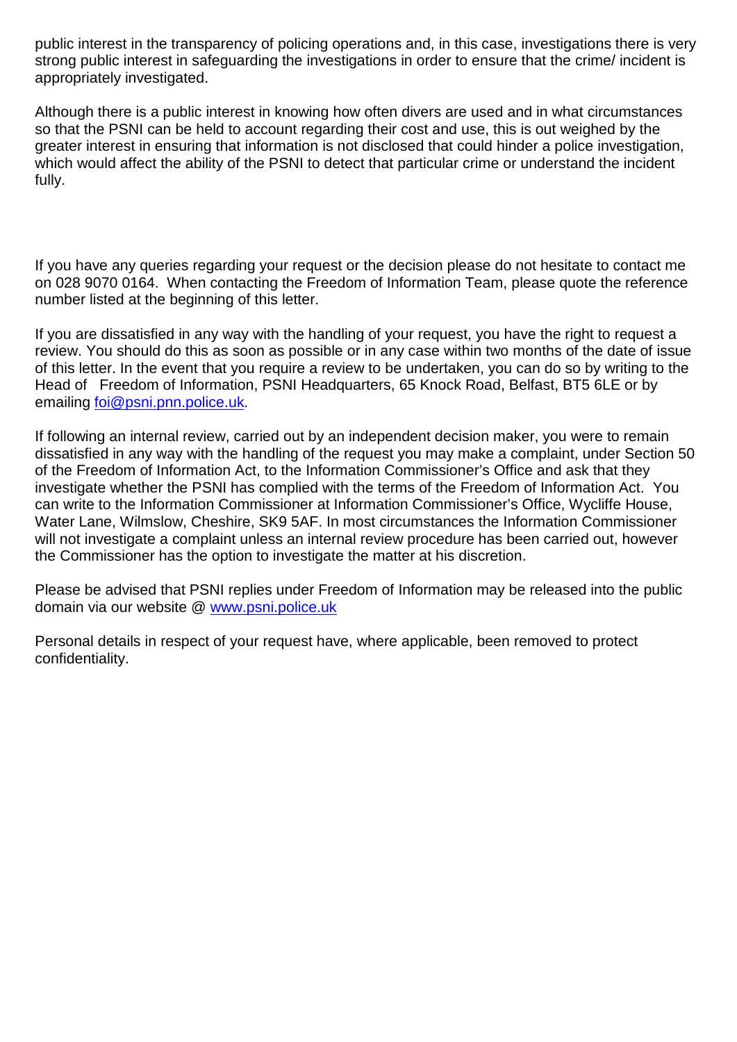public interest in the transparency of policing operations and, in this case, investigations there is very strong public interest in safeguarding the investigations in order to ensure that the crime/ incident is appropriately investigated.

Although there is a public interest in knowing how often divers are used and in what circumstances so that the PSNI can be held to account regarding their cost and use, this is out weighed by the greater interest in ensuring that information is not disclosed that could hinder a police investigation, which would affect the ability of the PSNI to detect that particular crime or understand the incident fully.

If you have any queries regarding your request or the decision please do not hesitate to contact me on 028 9070 0164. When contacting the Freedom of Information Team, please quote the reference number listed at the beginning of this letter.

If you are dissatisfied in any way with the handling of your request, you have the right to request a review. You should do this as soon as possible or in any case within two months of the date of issue of this letter. In the event that you require a review to be undertaken, you can do so by writing to the Head of Freedom of Information, PSNI Headquarters, 65 Knock Road, Belfast, BT5 6LE or by emailing foi@psni.pnn.police.uk.

If following an internal review, carried out by an independent decision maker, you were to remain dissatisfied in any way with the handling of the request you may make a complaint, under Section 50 of the Freedom of Information Act, to the Information Commissioner's Office and ask that they investigate whether the PSNI has complied with the terms of the Freedom of Information Act. You can write to the Information Commissioner at Information Commissioner's Office, Wycliffe House, Water Lane, Wilmslow, Cheshire, SK9 5AF. In most circumstances the Information Commissioner will not investigate a complaint unless an internal review procedure has been carried out, however the Commissioner has the option to investigate the matter at his discretion.

Please be advised that PSNI replies under Freedom of Information may be released into the public domain via our website @ www.psni.police.uk

Personal details in respect of your request have, where applicable, been removed to protect confidentiality.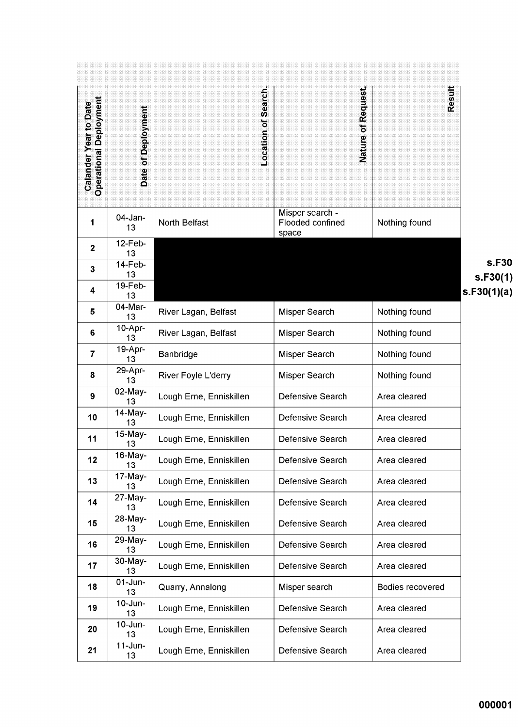| Calander Year to Date Operational Deployment | Date of Deployment | Location of Search. | Nature of Request. | Result |
|---|---|---|---|---|
| 1 | 04-Jan-13 | North Belfast | Misper search - Flooded confined space | Nothing found |
| 2 | 12-Feb-13 | | | |
| 3 | 14-Feb-13 | | | |
| 4 | 19-Feb-13 | | | |
| 5 | 04-Mar-13 | River Lagan, Belfast | Misper Search | Nothing found |
| 6 | 10-Apr-13 | River Lagan, Belfast | Misper Search | Nothing found |
| 7 | 19-Apr-13 | Banbridge | Misper Search | Nothing found |
| 8 | 29-Apr-13 | River Foyle L'derry | Misper Search | Nothing found |
| 9 | 02-May-13 | Lough Erne, Enniskillen | Defensive Search | Area cleared |
| 10 | 14-May-13 | Lough Erne, Enniskillen | Defensive Search | Area cleared |
| 11 | 15-May-13 | Lough Erne, Enniskillen | Defensive Search | Area cleared |
| 12 | 16-May-13 | Lough Erne, Enniskillen | Defensive Search | Area cleared |
| 13 | 17-May-13 | Lough Erne, Enniskillen | Defensive Search | Area cleared |
| 14 | 27-May-13 | Lough Erne, Enniskillen | Defensive Search | Area cleared |
| 15 | 28-May-13 | Lough Erne, Enniskillen | Defensive Search | Area cleared |
| 16 | 29-May-13 | Lough Erne, Enniskillen | Defensive Search | Area cleared |
| 17 | 30-May-13 | Lough Erne, Enniskillen | Defensive Search | Area cleared |
| 18 | 01-Jun-13 | Quarry, Annalong | Misper search | Bodies recovered |
| 19 | 10-Jun-13 | Lough Erne, Enniskillen | Defensive Search | Area cleared |
| 20 | 10-Jun-13 | Lough Erne, Enniskillen | Defensive Search | Area cleared |
| 21 | 11-Jun-13 | Lough Erne, Enniskillen | Defensive Search | Area cleared |

**s.F30**
**s.F30(1)**
**s.F30(1)(a)**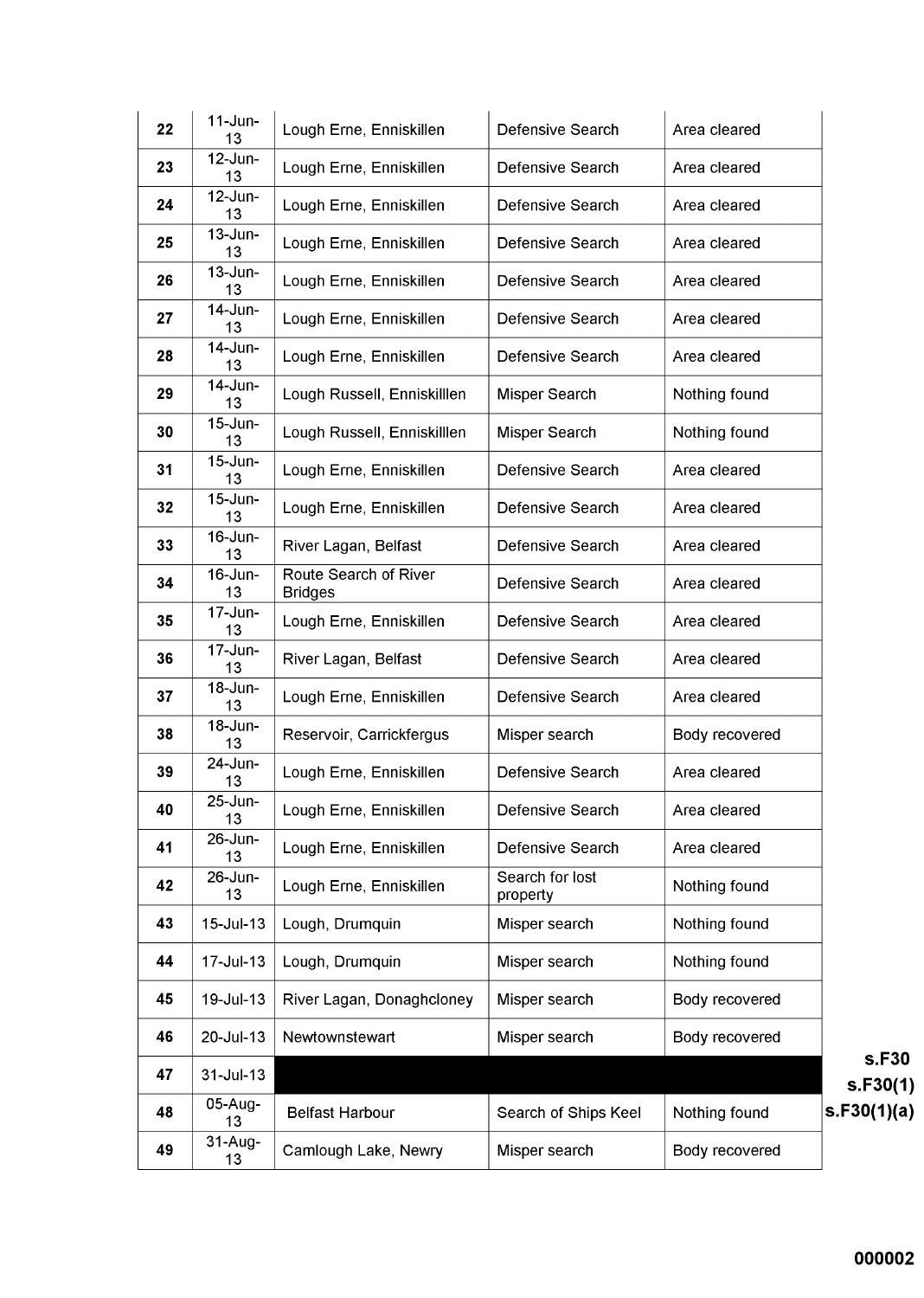| 22 | 11-Jun-13 | Lough Erne, Enniskillen | Defensive Search | Area cleared |
|---|---|---|---|---|
| 23 | 12-Jun-13 | Lough Erne, Enniskillen | Defensive Search | Area cleared |
| 24 | 12-Jun-13 | Lough Erne, Enniskillen | Defensive Search | Area cleared |
| 25 | 13-Jun-13 | Lough Erne, Enniskillen | Defensive Search | Area cleared |
| 26 | 13-Jun-13 | Lough Erne, Enniskillen | Defensive Search | Area cleared |
| 27 | 14-Jun-13 | Lough Erne, Enniskillen | Defensive Search | Area cleared |
| 28 | 14-Jun-13 | Lough Erne, Enniskillen | Defensive Search | Area cleared |
| 29 | 14-Jun-13 | Lough Russell, Enniskilllen | Misper Search | Nothing found |
| 30 | 15-Jun-13 | Lough Russell, Enniskilllen | Misper Search | Nothing found |
| 31 | 15-Jun-13 | Lough Erne, Enniskillen | Defensive Search | Area cleared |
| 32 | 15-Jun-13 | Lough Erne, Enniskillen | Defensive Search | Area cleared |
| 33 | 16-Jun-13 | River Lagan, Belfast | Defensive Search | Area cleared |
| 34 | 16-Jun-13 | Route Search of River Bridges | Defensive Search | Area cleared |
| 35 | 17-Jun-13 | Lough Erne, Enniskillen | Defensive Search | Area cleared |
| 36 | 17-Jun-13 | River Lagan, Belfast | Defensive Search | Area cleared |
| 37 | 18-Jun-13 | Lough Erne, Enniskillen | Defensive Search | Area cleared |
| 38 | 18-Jun-13 | Reservoir, Carrickfergus | Misper search | Body recovered |
| 39 | 24-Jun-13 | Lough Erne, Enniskillen | Defensive Search | Area cleared |
| 40 | 25-Jun-13 | Lough Erne, Enniskillen | Defensive Search | Area cleared |
| 41 | 26-Jun-13 | Lough Erne, Enniskillen | Defensive Search | Area cleared |
| 42 | 26-Jun-13 | Lough Erne, Enniskillen | Search for lost property | Nothing found |
| 43 | 15-Jul-13 | Lough, Drumquin | Misper search | Nothing found |
| 44 | 17-Jul-13 | Lough, Drumquin | Misper search | Nothing found |
| 45 | 19-Jul-13 | River Lagan, Donaghcloney | Misper search | Body recovered |
| 46 | 20-Jul-13 | Newtownstewart | Misper search | Body recovered |
| 47 | 31-Jul-13 | [redacted] | [redacted] | [redacted] |
| 48 | 05-Aug-13 | Belfast Harbour | Search of Ships Keel | Nothing found |
| 49 | 31-Aug-13 | Camlough Lake, Newry | Misper search | Body recovered |

s.F30
s.F30(1)
s.F30(1)(a)

000002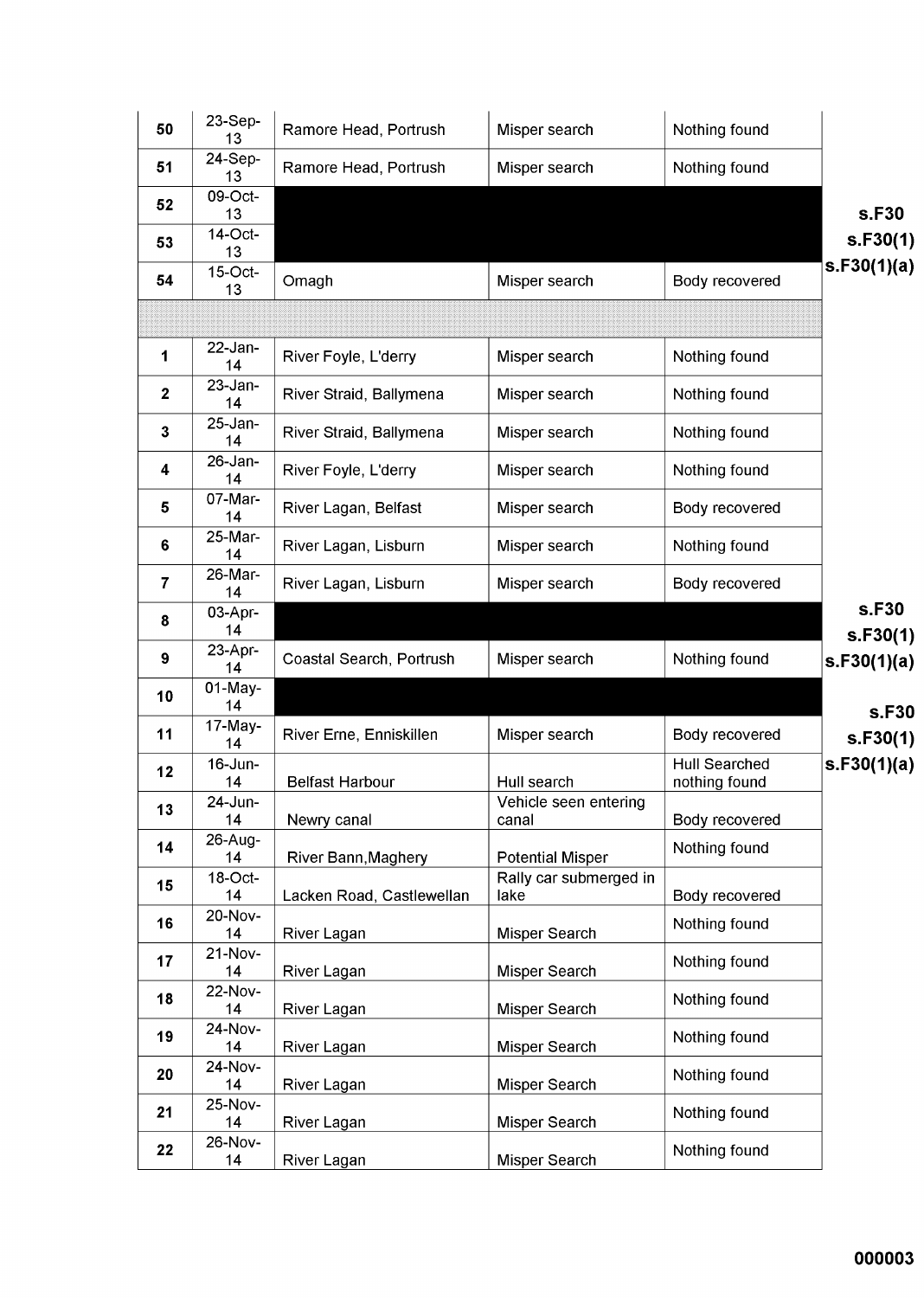| | | | | |
|---|---|---|---|---|
| 50 | 23-Sep-13 | Ramore Head, Portrush | Misper search | Nothing found |
| 51 | 24-Sep-13 | Ramore Head, Portrush | Misper search | Nothing found |
| 52 | 09-Oct-13 | | | |
| 53 | 14-Oct-13 | | | |
| 54 | 15-Oct-13 | Omagh | Misper search | Body recovered |
| | | | | |
| 1 | 22-Jan-14 | River Foyle, L'derry | Misper search | Nothing found |
| 2 | 23-Jan-14 | River Straid, Ballymena | Misper search | Nothing found |
| 3 | 25-Jan-14 | River Straid, Ballymena | Misper search | Nothing found |
| 4 | 26-Jan-14 | River Foyle, L'derry | Misper search | Nothing found |
| 5 | 07-Mar-14 | River Lagan, Belfast | Misper search | Body recovered |
| 6 | 25-Mar-14 | River Lagan, Lisburn | Misper search | Nothing found |
| 7 | 26-Mar-14 | River Lagan, Lisburn | Misper search | Body recovered |
| 8 | 03-Apr-14 | | | |
| 9 | 23-Apr-14 | Coastal Search, Portrush | Misper search | Nothing found |
| 10 | 01-May-14 | | | |
| 11 | 17-May-14 | River Erne, Enniskillen | Misper search | Body recovered |
| 12 | 16-Jun-14 | Belfast Harbour | Hull search | Hull Searched nothing found |
| 13 | 24-Jun-14 | Newry canal | Vehicle seen entering canal | Body recovered |
| 14 | 26-Aug-14 | River Bann,Maghery | Potential Misper | Nothing found |
| 15 | 18-Oct-14 | Lacken Road, Castlewellan | Rally car submerged in lake | Body recovered |
| 16 | 20-Nov-14 | River Lagan | Misper Search | Nothing found |
| 17 | 21-Nov-14 | River Lagan | Misper Search | Nothing found |
| 18 | 22-Nov-14 | River Lagan | Misper Search | Nothing found |
| 19 | 24-Nov-14 | River Lagan | Misper Search | Nothing found |
| 20 | 24-Nov-14 | River Lagan | Misper Search | Nothing found |
| 21 | 25-Nov-14 | River Lagan | Misper Search | Nothing found |
| 22 | 26-Nov-14 | River Lagan | Misper Search | Nothing found |

s.F30
s.F30(1)
s.F30(1)(a)

s.F30
s.F30(1)
s.F30(1)(a)

s.F30
s.F30(1)
s.F30(1)(a)

000003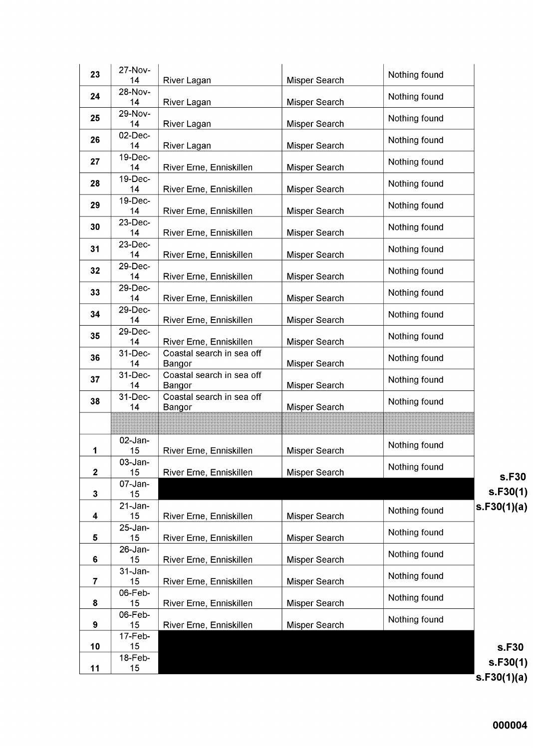| | | | | |
|---|---|---|---|---|
| 23 | 27-Nov-14 | River Lagan | Misper Search | Nothing found |
| 24 | 28-Nov-14 | River Lagan | Misper Search | Nothing found |
| 25 | 29-Nov-14 | River Lagan | Misper Search | Nothing found |
| 26 | 02-Dec-14 | River Lagan | Misper Search | Nothing found |
| 27 | 19-Dec-14 | River Erne, Enniskillen | Misper Search | Nothing found |
| 28 | 19-Dec-14 | River Erne, Enniskillen | Misper Search | Nothing found |
| 29 | 19-Dec-14 | River Erne, Enniskillen | Misper Search | Nothing found |
| 30 | 23-Dec-14 | River Erne, Enniskillen | Misper Search | Nothing found |
| 31 | 23-Dec-14 | River Erne, Enniskillen | Misper Search | Nothing found |
| 32 | 29-Dec-14 | River Erne, Enniskillen | Misper Search | Nothing found |
| 33 | 29-Dec-14 | River Erne, Enniskillen | Misper Search | Nothing found |
| 34 | 29-Dec-14 | River Erne, Enniskillen | Misper Search | Nothing found |
| 35 | 29-Dec-14 | River Erne, Enniskillen | Misper Search | Nothing found |
| 36 | 31-Dec-14 | Coastal search in sea off Bangor | Misper Search | Nothing found |
| 37 | 31-Dec-14 | Coastal search in sea off Bangor | Misper Search | Nothing found |
| 38 | 31-Dec-14 | Coastal search in sea off Bangor | Misper Search | Nothing found |
| | | | | |
| 1 | 02-Jan-15 | River Erne, Enniskillen | Misper Search | Nothing found |
| 2 | 03-Jan-15 | River Erne, Enniskillen | Misper Search | Nothing found |
| 3 | 07-Jan-15 | [redacted] | [redacted] | [redacted] |
| 4 | 21-Jan-15 | River Erne, Enniskillen | Misper Search | Nothing found |
| 5 | 25-Jan-15 | River Erne, Enniskillen | Misper Search | Nothing found |
| 6 | 26-Jan-15 | River Erne, Enniskillen | Misper Search | Nothing found |
| 7 | 31-Jan-15 | River Erne, Enniskillen | Misper Search | Nothing found |
| 8 | 06-Feb-15 | River Erne, Enniskillen | Misper Search | Nothing found |
| 9 | 06-Feb-15 | River Erne, Enniskillen | Misper Search | Nothing found |
| 10 | 17-Feb-15 | [redacted] | [redacted] | [redacted] |
| 11 | 18-Feb-15 | [redacted] | [redacted] | [redacted] |

s.F30
s.F30(1)
s.F30(1)(a)

s.F30
s.F30(1)
s.F30(1)(a)

000004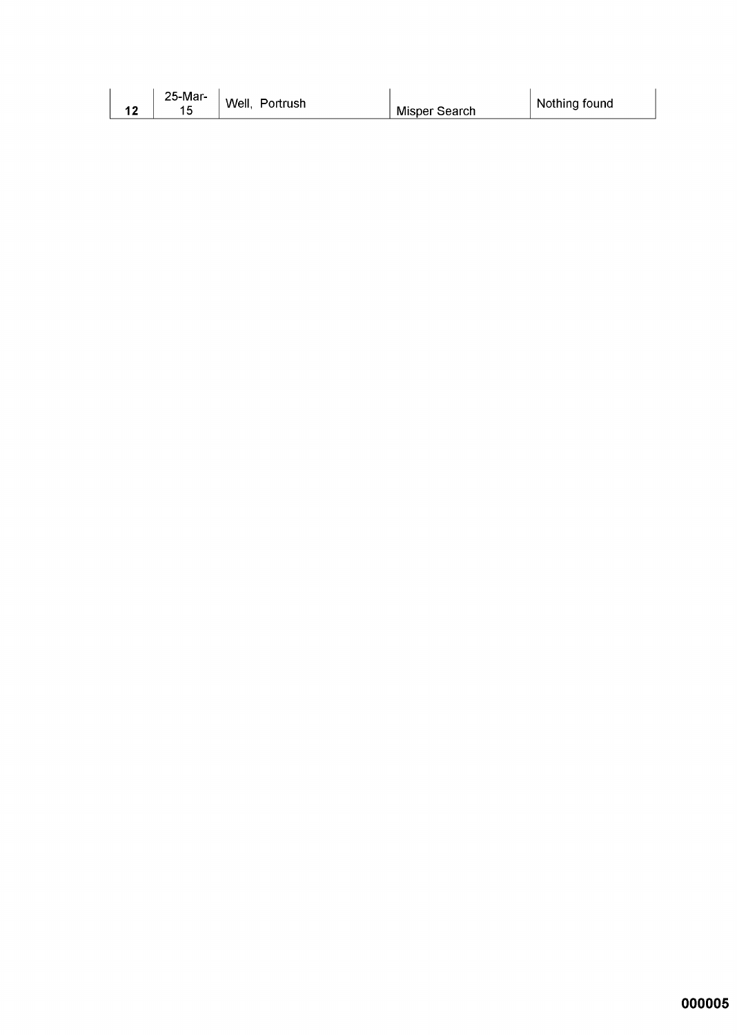| | | | | |
|---|---|---|---|---|
| **12** | 25-Mar-15 | Well, Portrush | Misper Search | Nothing found |